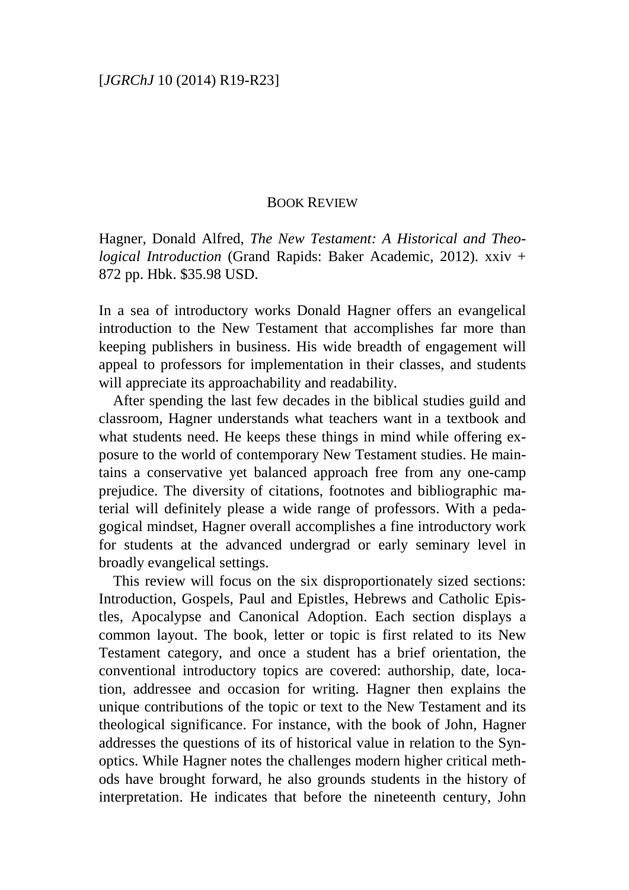## BOOK REVIEW

Hagner, Donald Alfred, *The New Testament: A Historical and Theological Introduction* (Grand Rapids: Baker Academic, 2012). xxiv + 872 pp. Hbk. $35.98 USD.

In a sea of introductory works Donald Hagner offers an evangelical introduction to the New Testament that accomplishes far more than keeping publishers in business. His wide breadth of engagement will appeal to professors for implementation in their classes, and students will appreciate its approachability and readability.

After spending the last few decades in the biblical studies guild and classroom, Hagner understands what teachers want in a textbook and what students need. He keeps these things in mind while offering exposure to the world of contemporary New Testament studies. He maintains a conservative yet balanced approach free from any one-camp prejudice. The diversity of citations, footnotes and bibliographic material will definitely please a wide range of professors. With a pedagogical mindset, Hagner overall accomplishes a fine introductory work for students at the advanced undergrad or early seminary level in broadly evangelical settings.

This review will focus on the six disproportionately sized sections: Introduction, Gospels, Paul and Epistles, Hebrews and Catholic Epistles, Apocalypse and Canonical Adoption. Each section displays a common layout. The book, letter or topic is first related to its New Testament category, and once a student has a brief orientation, the conventional introductory topics are covered: authorship, date, location, addressee and occasion for writing. Hagner then explains the unique contributions of the topic or text to the New Testament and its theological significance. For instance, with the book of John, Hagner addresses the questions of its of historical value in relation to the Synoptics. While Hagner notes the challenges modern higher critical methods have brought forward, he also grounds students in the history of interpretation. He indicates that before the nineteenth century, John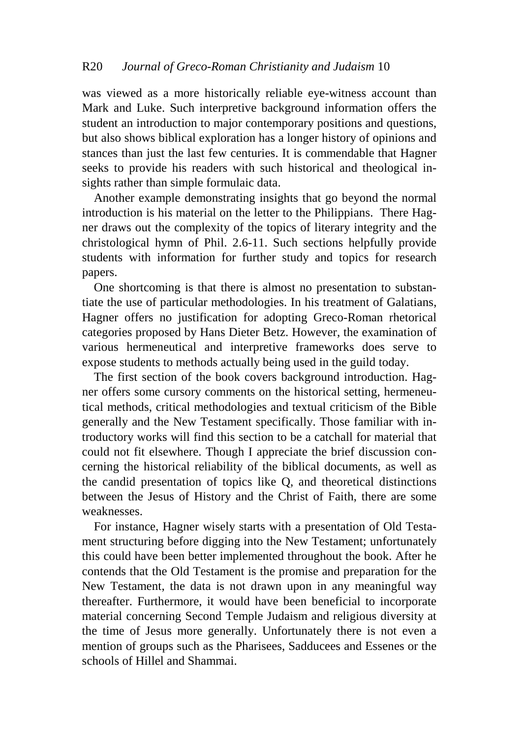was viewed as a more historically reliable eye-witness account than Mark and Luke. Such interpretive background information offers the student an introduction to major contemporary positions and questions, but also shows biblical exploration has a longer history of opinions and stances than just the last few centuries. It is commendable that Hagner seeks to provide his readers with such historical and theological insights rather than simple formulaic data.

Another example demonstrating insights that go beyond the normal introduction is his material on the letter to the Philippians. There Hagner draws out the complexity of the topics of literary integrity and the christological hymn of Phil. 2.6-11. Such sections helpfully provide students with information for further study and topics for research papers.

One shortcoming is that there is almost no presentation to substantiate the use of particular methodologies. In his treatment of Galatians, Hagner offers no justification for adopting Greco-Roman rhetorical categories proposed by Hans Dieter Betz. However, the examination of various hermeneutical and interpretive frameworks does serve to expose students to methods actually being used in the guild today.

The first section of the book covers background introduction. Hagner offers some cursory comments on the historical setting, hermeneutical methods, critical methodologies and textual criticism of the Bible generally and the New Testament specifically. Those familiar with introductory works will find this section to be a catchall for material that could not fit elsewhere. Though I appreciate the brief discussion concerning the historical reliability of the biblical documents, as well as the candid presentation of topics like Q, and theoretical distinctions between the Jesus of History and the Christ of Faith, there are some weaknesses.

For instance, Hagner wisely starts with a presentation of Old Testament structuring before digging into the New Testament; unfortunately this could have been better implemented throughout the book. After he contends that the Old Testament is the promise and preparation for the New Testament, the data is not drawn upon in any meaningful way thereafter. Furthermore, it would have been beneficial to incorporate material concerning Second Temple Judaism and religious diversity at the time of Jesus more generally. Unfortunately there is not even a mention of groups such as the Pharisees, Sadducees and Essenes or the schools of Hillel and Shammai.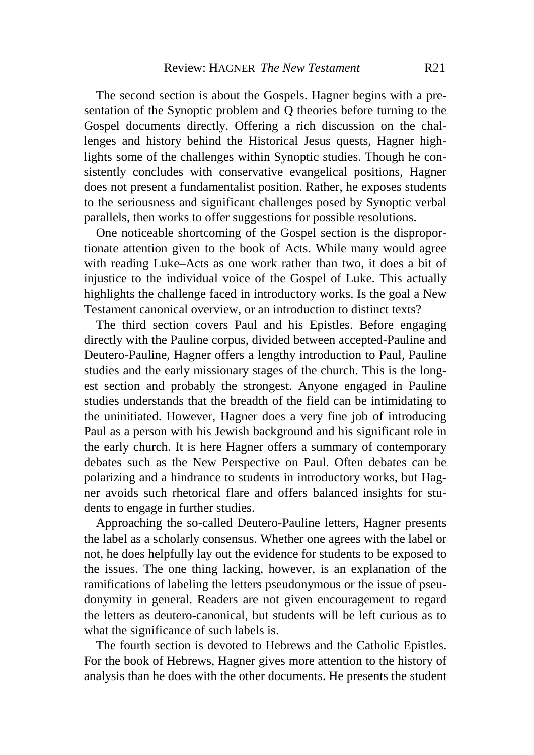The second section is about the Gospels. Hagner begins with a presentation of the Synoptic problem and Q theories before turning to the Gospel documents directly. Offering a rich discussion on the challenges and history behind the Historical Jesus quests, Hagner highlights some of the challenges within Synoptic studies. Though he consistently concludes with conservative evangelical positions, Hagner does not present a fundamentalist position. Rather, he exposes students to the seriousness and significant challenges posed by Synoptic verbal parallels, then works to offer suggestions for possible resolutions.

One noticeable shortcoming of the Gospel section is the disproportionate attention given to the book of Acts. While many would agree with reading Luke–Acts as one work rather than two, it does a bit of injustice to the individual voice of the Gospel of Luke. This actually highlights the challenge faced in introductory works. Is the goal a New Testament canonical overview, or an introduction to distinct texts?

The third section covers Paul and his Epistles. Before engaging directly with the Pauline corpus, divided between accepted-Pauline and Deutero-Pauline, Hagner offers a lengthy introduction to Paul, Pauline studies and the early missionary stages of the church. This is the longest section and probably the strongest. Anyone engaged in Pauline studies understands that the breadth of the field can be intimidating to the uninitiated. However, Hagner does a very fine job of introducing Paul as a person with his Jewish background and his significant role in the early church. It is here Hagner offers a summary of contemporary debates such as the New Perspective on Paul. Often debates can be polarizing and a hindrance to students in introductory works, but Hagner avoids such rhetorical flare and offers balanced insights for students to engage in further studies.

Approaching the so-called Deutero-Pauline letters, Hagner presents the label as a scholarly consensus. Whether one agrees with the label or not, he does helpfully lay out the evidence for students to be exposed to the issues. The one thing lacking, however, is an explanation of the ramifications of labeling the letters pseudonymous or the issue of pseudonymity in general. Readers are not given encouragement to regard the letters as deutero-canonical, but students will be left curious as to what the significance of such labels is.

The fourth section is devoted to Hebrews and the Catholic Epistles. For the book of Hebrews, Hagner gives more attention to the history of analysis than he does with the other documents. He presents the student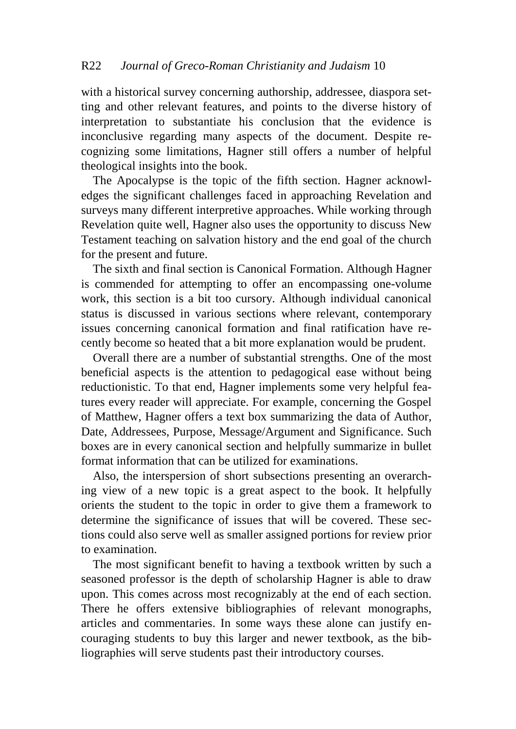with a historical survey concerning authorship, addressee, diaspora setting and other relevant features, and points to the diverse history of interpretation to substantiate his conclusion that the evidence is inconclusive regarding many aspects of the document. Despite recognizing some limitations, Hagner still offers a number of helpful theological insights into the book.

The Apocalypse is the topic of the fifth section. Hagner acknowledges the significant challenges faced in approaching Revelation and surveys many different interpretive approaches. While working through Revelation quite well, Hagner also uses the opportunity to discuss New Testament teaching on salvation history and the end goal of the church for the present and future.

The sixth and final section is Canonical Formation. Although Hagner is commended for attempting to offer an encompassing one-volume work, this section is a bit too cursory. Although individual canonical status is discussed in various sections where relevant, contemporary issues concerning canonical formation and final ratification have recently become so heated that a bit more explanation would be prudent.

Overall there are a number of substantial strengths. One of the most beneficial aspects is the attention to pedagogical ease without being reductionistic. To that end, Hagner implements some very helpful features every reader will appreciate. For example, concerning the Gospel of Matthew, Hagner offers a text box summarizing the data of Author, Date, Addressees, Purpose, Message/Argument and Significance. Such boxes are in every canonical section and helpfully summarize in bullet format information that can be utilized for examinations.

Also, the interspersion of short subsections presenting an overarching view of a new topic is a great aspect to the book. It helpfully orients the student to the topic in order to give them a framework to determine the significance of issues that will be covered. These sections could also serve well as smaller assigned portions for review prior to examination.

The most significant benefit to having a textbook written by such a seasoned professor is the depth of scholarship Hagner is able to draw upon. This comes across most recognizably at the end of each section. There he offers extensive bibliographies of relevant monographs, articles and commentaries. In some ways these alone can justify encouraging students to buy this larger and newer textbook, as the bibliographies will serve students past their introductory courses.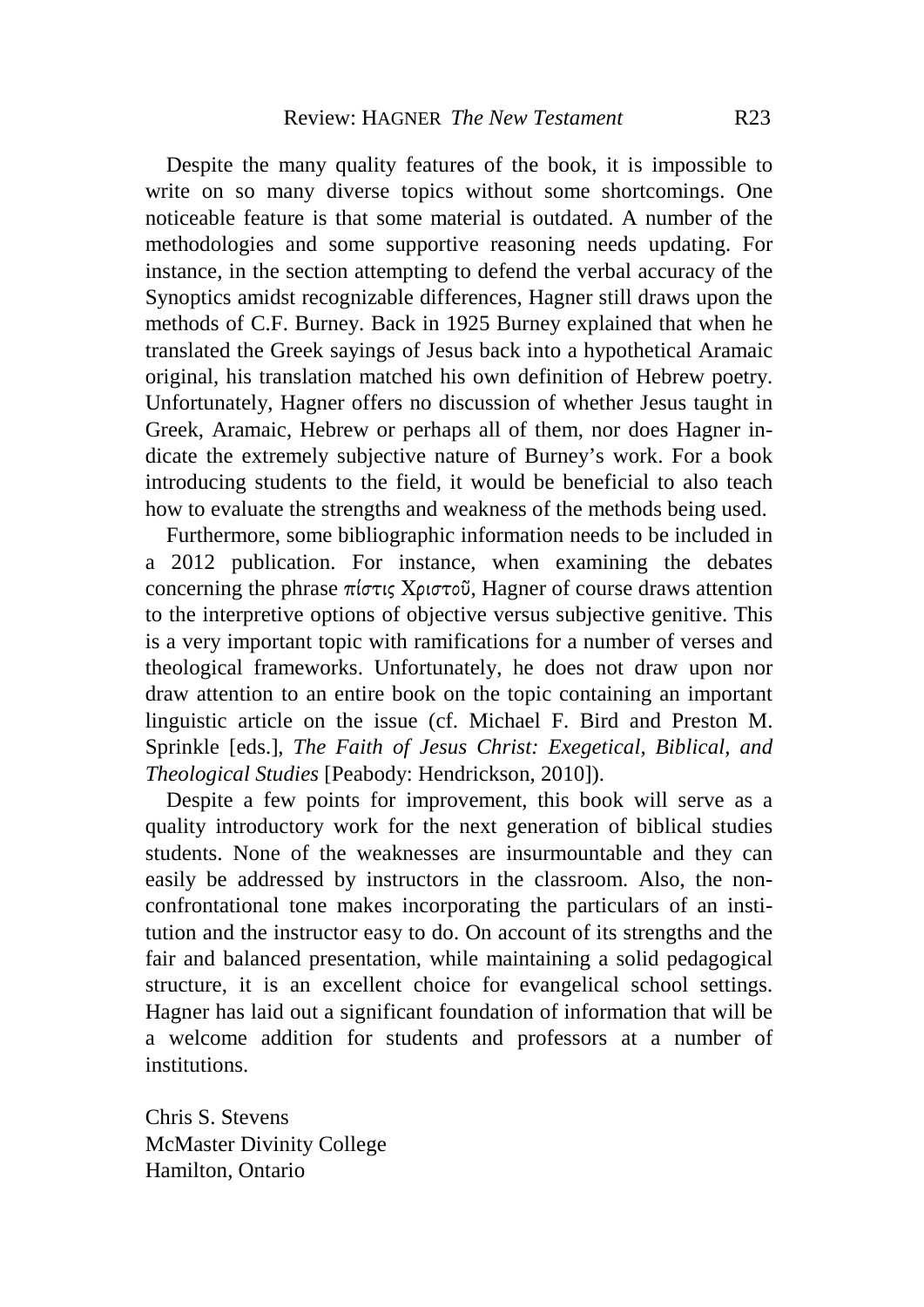Despite the many quality features of the book, it is impossible to write on so many diverse topics without some shortcomings. One noticeable feature is that some material is outdated. A number of the methodologies and some supportive reasoning needs updating. For instance, in the section attempting to defend the verbal accuracy of the Synoptics amidst recognizable differences, Hagner still draws upon the methods of C.F. Burney. Back in 1925 Burney explained that when he translated the Greek sayings of Jesus back into a hypothetical Aramaic original, his translation matched his own definition of Hebrew poetry. Unfortunately, Hagner offers no discussion of whether Jesus taught in Greek, Aramaic, Hebrew or perhaps all of them, nor does Hagner indicate the extremely subjective nature of Burney's work. For a book introducing students to the field, it would be beneficial to also teach how to evaluate the strengths and weakness of the methods being used.

Furthermore, some bibliographic information needs to be included in a 2012 publication. For instance, when examining the debates concerning the phrase πίστις Χριστοῦ, Hagner of course draws attention to the interpretive options of objective versus subjective genitive. This is a very important topic with ramifications for a number of verses and theological frameworks. Unfortunately, he does not draw upon nor draw attention to an entire book on the topic containing an important linguistic article on the issue (cf. Michael F. Bird and Preston M. Sprinkle [eds.], *The Faith of Jesus Christ: Exegetical, Biblical, and Theological Studies* [Peabody: Hendrickson, 2010]).

Despite a few points for improvement, this book will serve as a quality introductory work for the next generation of biblical studies students. None of the weaknesses are insurmountable and they can easily be addressed by instructors in the classroom. Also, the non-confrontational tone makes incorporating the particulars of an institution and the instructor easy to do. On account of its strengths and the fair and balanced presentation, while maintaining a solid pedagogical structure, it is an excellent choice for evangelical school settings. Hagner has laid out a significant foundation of information that will be a welcome addition for students and professors at a number of institutions.

Chris S. Stevens
McMaster Divinity College
Hamilton, Ontario